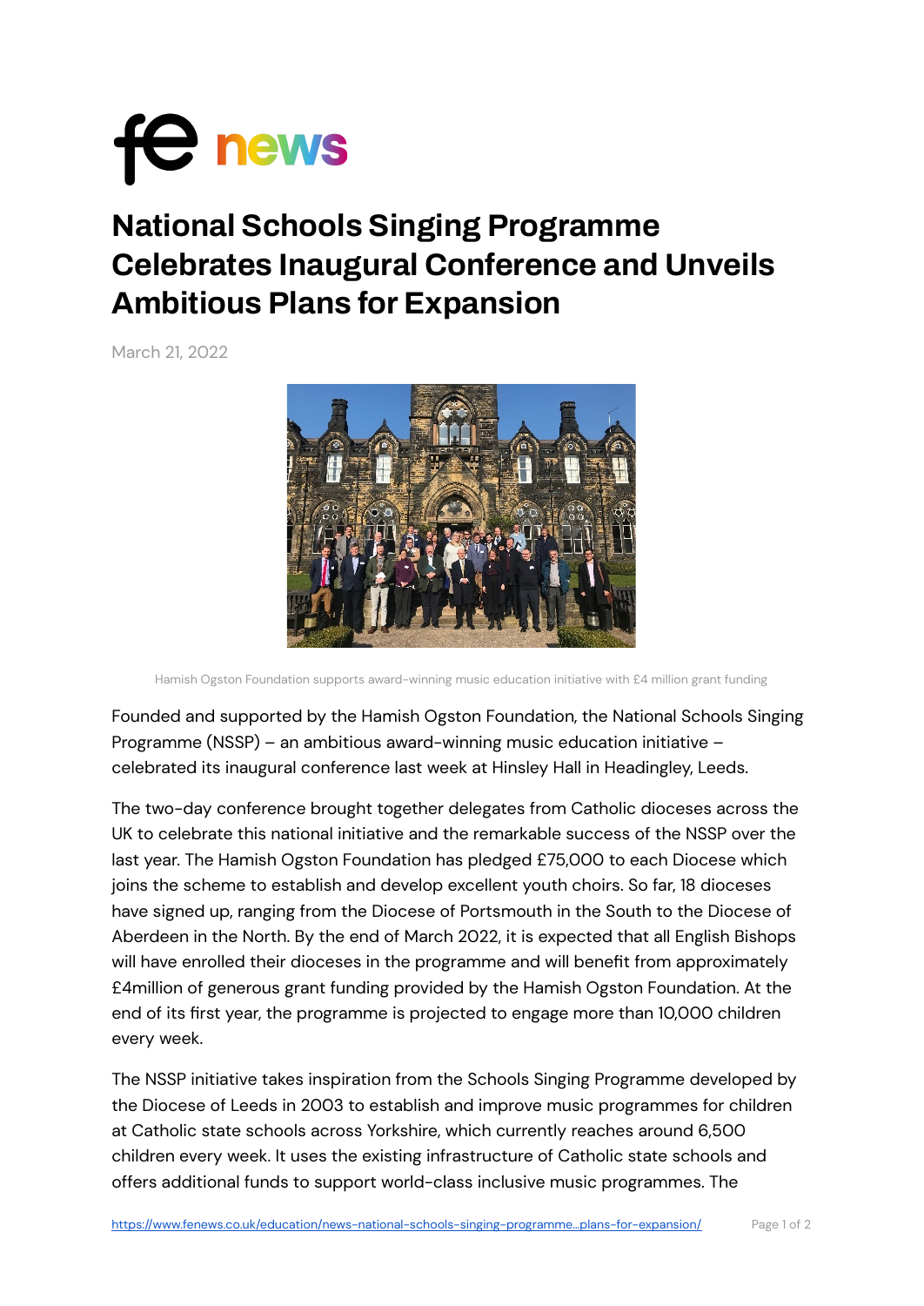# National Schools Singing Programme Celebrates Inaugural Conference and Unveils Ambitious Plans for Expansion

March 21, 2022

Hamish Ogston Foundation supports award-winning music education initiative with £4 million grant funding

Founded and supported by the Hamish Ogston Foundation, the National Schools Singing Programme (NSSP) – an ambitious award-winning music education initiative – celebrated its inaugural conference last week at Hinsley Hall in Headingley, Leeds.

The two-day conference brought together delegates from Catholic dioceses across the UK to celebrate this national initiative and the remarkable success of the NSSP over the last year. The Hamish Ogston Foundation has pledged £75,000 to each Diocese which joins the scheme to establish and develop excellent youth choirs. So far, 18 dioceses have signed up, ranging from the Diocese of Portsmouth in the South to the Diocese of Aberdeen in the North. By the end of March 2022, it is expected that all English Bishops will have enrolled their dioceses in the programme and will benefit from approximately £4million of generous grant funding provided by the Hamish Ogston Foundation. At the end of its first year, the programme is projected to engage more than 10,000 children every week.

The NSSP initiative takes inspiration from the Schools Singing Programme developed by the Diocese of Leeds in 2003 to establish and improve music programmes for children at Catholic state schools across Yorkshire, which currently reaches around 6,500 children every week. It uses the existing infrastructure of Catholic state schools and offers additional funds to support world-class inclusive music programmes. The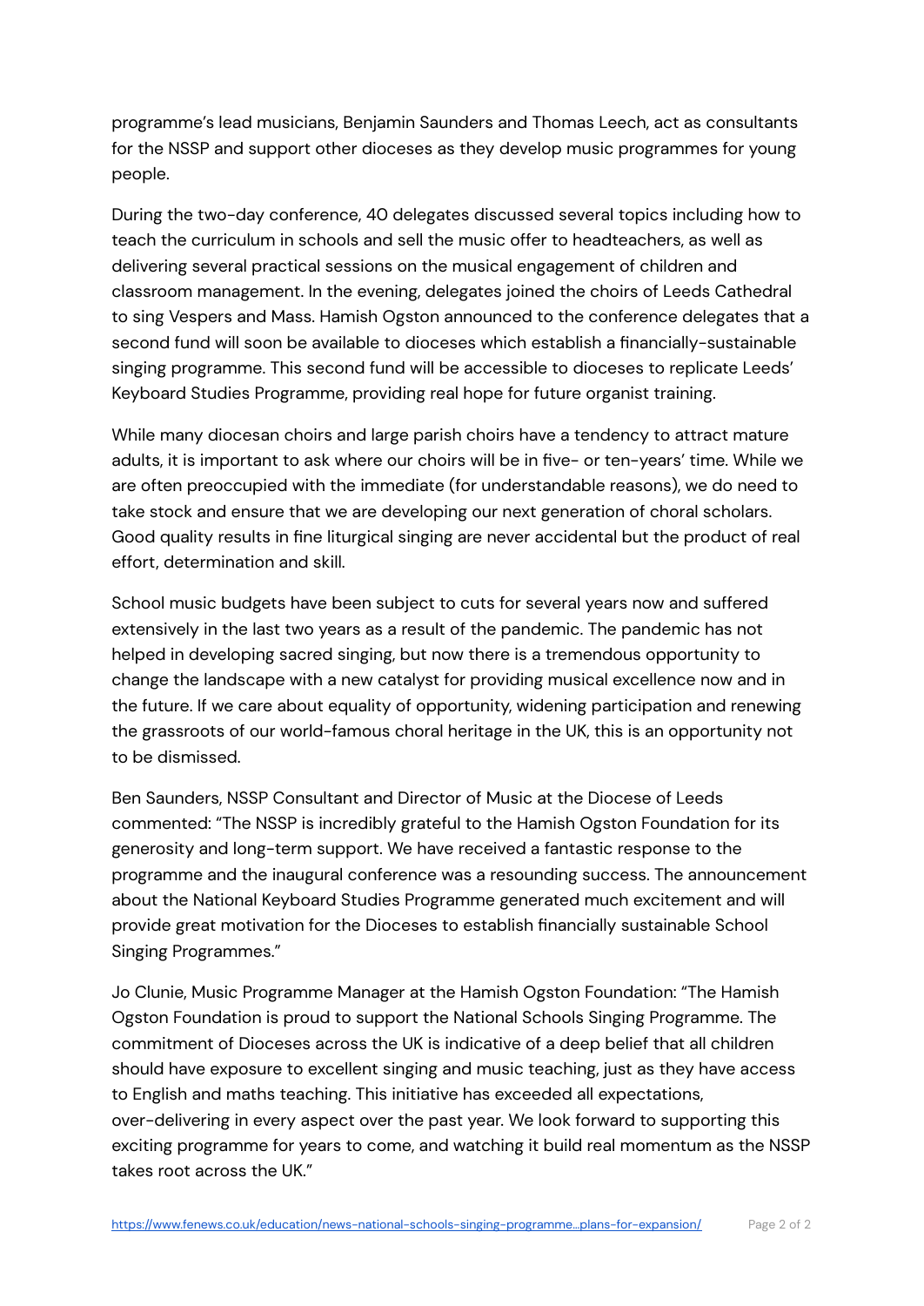programme's lead musicians, Benjamin Saunders and Thomas Leech, act as consultants for the NSSP and support other dioceses as they develop music programmes for young people.

During the two-day conference, 40 delegates discussed several topics including how to teach the curriculum in schools and sell the music offer to headteachers, as well as delivering several practical sessions on the musical engagement of children and classroom management. In the evening, delegates joined the choirs of Leeds Cathedral to sing Vespers and Mass. Hamish Ogston announced to the conference delegates that a second fund will soon be available to dioceses which establish a financially-sustainable singing programme. This second fund will be accessible to dioceses to replicate Leeds' Keyboard Studies Programme, providing real hope for future organist training.

While many diocesan choirs and large parish choirs have a tendency to attract mature adults, it is important to ask where our choirs will be in five- or ten-years' time. While we are often preoccupied with the immediate (for understandable reasons), we do need to take stock and ensure that we are developing our next generation of choral scholars. Good quality results in fine liturgical singing are never accidental but the product of real effort, determination and skill.

School music budgets have been subject to cuts for several years now and suffered extensively in the last two years as a result of the pandemic. The pandemic has not helped in developing sacred singing, but now there is a tremendous opportunity to change the landscape with a new catalyst for providing musical excellence now and in the future. If we care about equality of opportunity, widening participation and renewing the grassroots of our world-famous choral heritage in the UK, this is an opportunity not to be dismissed.

Ben Saunders, NSSP Consultant and Director of Music at the Diocese of Leeds commented: "The NSSP is incredibly grateful to the Hamish Ogston Foundation for its generosity and long-term support. We have received a fantastic response to the programme and the inaugural conference was a resounding success. The announcement about the National Keyboard Studies Programme generated much excitement and will provide great motivation for the Dioceses to establish financially sustainable School Singing Programmes."

Jo Clunie, Music Programme Manager at the Hamish Ogston Foundation: "The Hamish Ogston Foundation is proud to support the National Schools Singing Programme. The commitment of Dioceses across the UK is indicative of a deep belief that all children should have exposure to excellent singing and music teaching, just as they have access to English and maths teaching. This initiative has exceeded all expectations, over-delivering in every aspect over the past year. We look forward to supporting this exciting programme for years to come, and watching it build real momentum as the NSSP takes root across the UK."